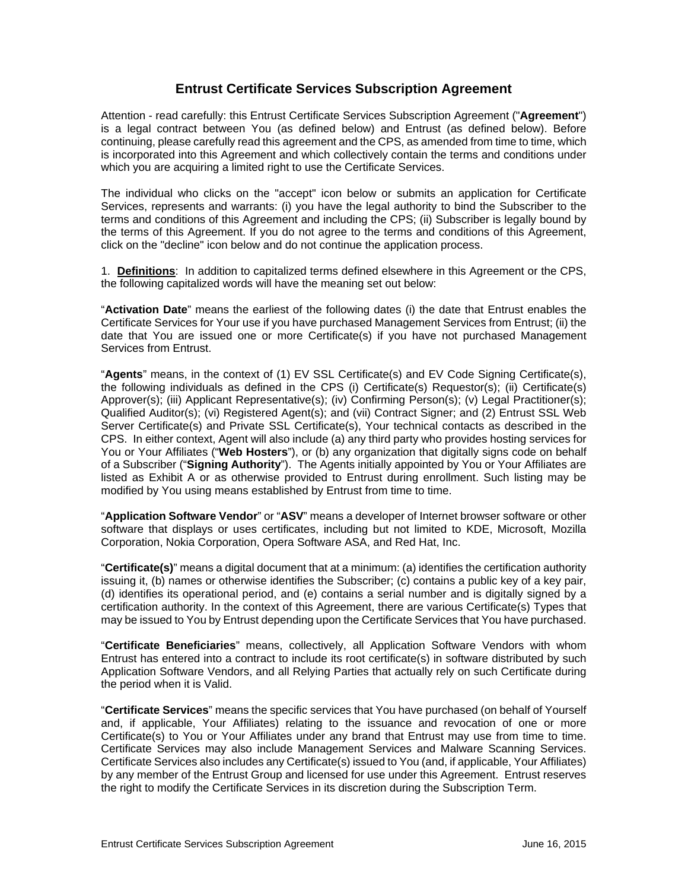# Entrust Certificate Services Subscription Agreement

Attention - read carefully: this Entrust Certificate Services Subscription Agreement ("**Agreement**") is a legal contract between You (as defined below) and Entrust (as defined below). Before continuing, please carefully read this agreement and the CPS, as amended from time to time, which is incorporated into this Agreement and which collectively contain the terms and conditions under which you are acquiring a limited right to use the Certificate Services.

The individual who clicks on the "accept" icon below or submits an application for Certificate Services, represents and warrants: (i) you have the legal authority to bind the Subscriber to the terms and conditions of this Agreement and including the CPS; (ii) Subscriber is legally bound by the terms of this Agreement. If you do not agree to the terms and conditions of this Agreement, click on the "decline" icon below and do not continue the application process.

1. **Definitions**: In addition to capitalized terms defined elsewhere in this Agreement or the CPS, the following capitalized words will have the meaning set out below:

"**Activation Date**" means the earliest of the following dates (i) the date that Entrust enables the Certificate Services for Your use if you have purchased Management Services from Entrust; (ii) the date that You are issued one or more Certificate(s) if you have not purchased Management Services from Entrust.

"**Agents**" means, in the context of (1) EV SSL Certificate(s) and EV Code Signing Certificate(s), the following individuals as defined in the CPS (i) Certificate(s) Requestor(s); (ii) Certificate(s) Approver(s); (iii) Applicant Representative(s); (iv) Confirming Person(s); (v) Legal Practitioner(s); Qualified Auditor(s); (vi) Registered Agent(s); and (vii) Contract Signer; and (2) Entrust SSL Web Server Certificate(s) and Private SSL Certificate(s), Your technical contacts as described in the CPS. In either context, Agent will also include (a) any third party who provides hosting services for You or Your Affiliates ("**Web Hosters**"), or (b) any organization that digitally signs code on behalf of a Subscriber ("**Signing Authority**"). The Agents initially appointed by You or Your Affiliates are listed as Exhibit A or as otherwise provided to Entrust during enrollment. Such listing may be modified by You using means established by Entrust from time to time.

"**Application Software Vendor**" or "**ASV**" means a developer of Internet browser software or other software that displays or uses certificates, including but not limited to KDE, Microsoft, Mozilla Corporation, Nokia Corporation, Opera Software ASA, and Red Hat, Inc.

"**Certificate(s)**" means a digital document that at a minimum: (a) identifies the certification authority issuing it, (b) names or otherwise identifies the Subscriber; (c) contains a public key of a key pair, (d) identifies its operational period, and (e) contains a serial number and is digitally signed by a certification authority. In the context of this Agreement, there are various Certificate(s) Types that may be issued to You by Entrust depending upon the Certificate Services that You have purchased.

"**Certificate Beneficiaries**" means, collectively, all Application Software Vendors with whom Entrust has entered into a contract to include its root certificate(s) in software distributed by such Application Software Vendors, and all Relying Parties that actually rely on such Certificate during the period when it is Valid.

"**Certificate Services**" means the specific services that You have purchased (on behalf of Yourself and, if applicable, Your Affiliates) relating to the issuance and revocation of one or more Certificate(s) to You or Your Affiliates under any brand that Entrust may use from time to time. Certificate Services may also include Management Services and Malware Scanning Services. Certificate Services also includes any Certificate(s) issued to You (and, if applicable, Your Affiliates) by any member of the Entrust Group and licensed for use under this Agreement. Entrust reserves the right to modify the Certificate Services in its discretion during the Subscription Term.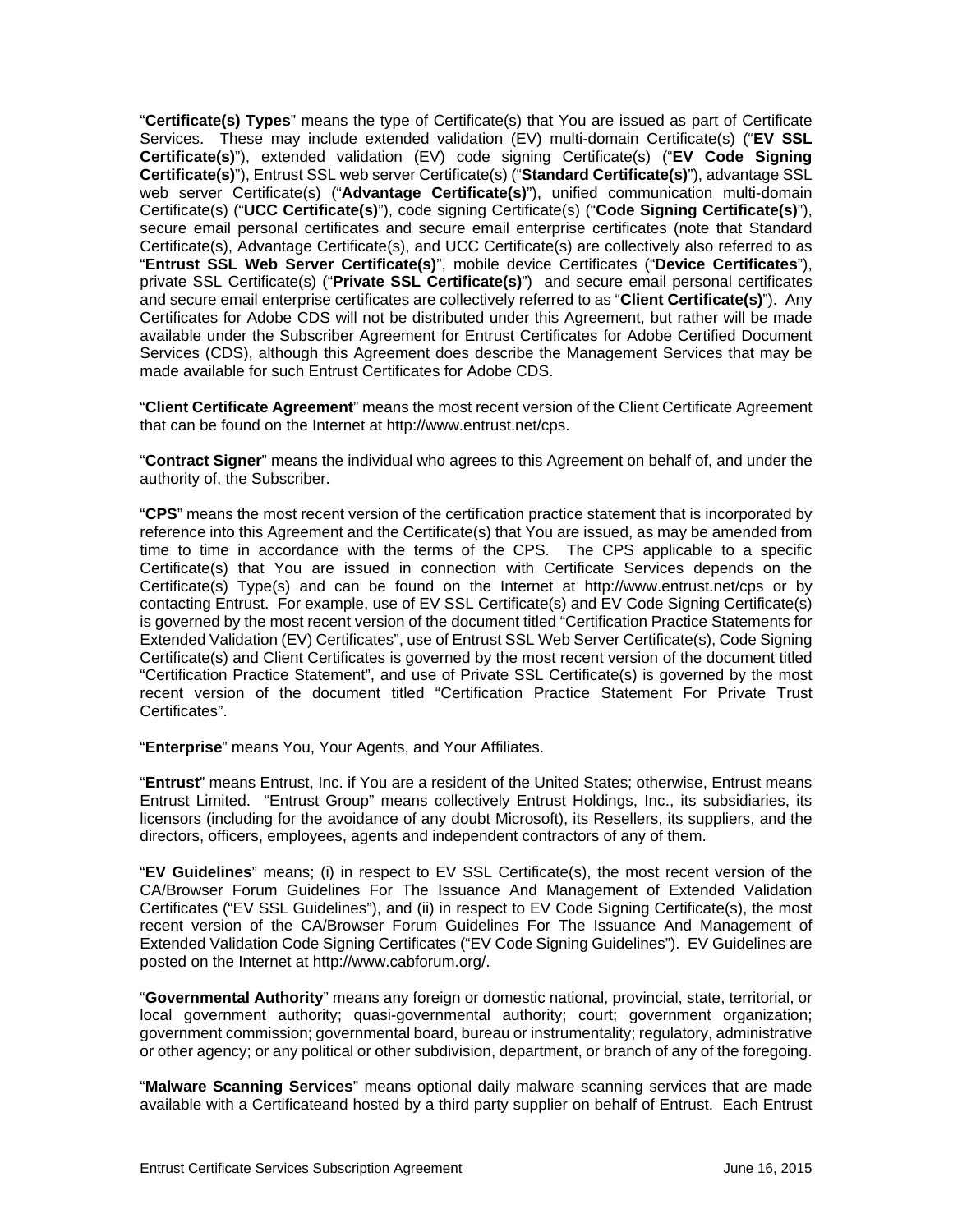"**Certificate(s) Types**" means the type of Certificate(s) that You are issued as part of Certificate Services. These may include extended validation (EV) multi-domain Certificate(s) ("**EV SSL Certificate(s)**"), extended validation (EV) code signing Certificate(s) ("**EV Code Signing Certificate(s)**"), Entrust SSL web server Certificate(s) ("**Standard Certificate(s)**"), advantage SSL web server Certificate(s) ("**Advantage Certificate(s)**"), unified communication multi-domain Certificate(s) ("**UCC Certificate(s)**"), code signing Certificate(s) ("**Code Signing Certificate(s)**"), secure email personal certificates and secure email enterprise certificates (note that Standard Certificate(s), Advantage Certificate(s), and UCC Certificate(s) are collectively also referred to as "**Entrust SSL Web Server Certificate(s)**", mobile device Certificates ("**Device Certificates**"), private SSL Certificate(s) ("**Private SSL Certificate(s)**") and secure email personal certificates and secure email enterprise certificates are collectively referred to as "**Client Certificate(s)**"). Any Certificates for Adobe CDS will not be distributed under this Agreement, but rather will be made available under the Subscriber Agreement for Entrust Certificates for Adobe Certified Document Services (CDS), although this Agreement does describe the Management Services that may be made available for such Entrust Certificates for Adobe CDS.

"**Client Certificate Agreement**" means the most recent version of the Client Certificate Agreement that can be found on the Internet at http://www.entrust.net/cps.

"**Contract Signer**" means the individual who agrees to this Agreement on behalf of, and under the authority of, the Subscriber.

"**CPS**" means the most recent version of the certification practice statement that is incorporated by reference into this Agreement and the Certificate(s) that You are issued, as may be amended from time to time in accordance with the terms of the CPS. The CPS applicable to a specific Certificate(s) that You are issued in connection with Certificate Services depends on the Certificate(s) Type(s) and can be found on the Internet at http://www.entrust.net/cps or by contacting Entrust. For example, use of EV SSL Certificate(s) and EV Code Signing Certificate(s) is governed by the most recent version of the document titled "Certification Practice Statements for Extended Validation (EV) Certificates", use of Entrust SSL Web Server Certificate(s), Code Signing Certificate(s) and Client Certificates is governed by the most recent version of the document titled "Certification Practice Statement", and use of Private SSL Certificate(s) is governed by the most recent version of the document titled "Certification Practice Statement For Private Trust Certificates".

"**Enterprise**" means You, Your Agents, and Your Affiliates.

"**Entrust**" means Entrust, Inc. if You are a resident of the United States; otherwise, Entrust means Entrust Limited. "Entrust Group" means collectively Entrust Holdings, Inc., its subsidiaries, its licensors (including for the avoidance of any doubt Microsoft), its Resellers, its suppliers, and the directors, officers, employees, agents and independent contractors of any of them.

"**EV Guidelines**" means; (i) in respect to EV SSL Certificate(s), the most recent version of the CA/Browser Forum Guidelines For The Issuance And Management of Extended Validation Certificates ("EV SSL Guidelines"), and (ii) in respect to EV Code Signing Certificate(s), the most recent version of the CA/Browser Forum Guidelines For The Issuance And Management of Extended Validation Code Signing Certificates ("EV Code Signing Guidelines"). EV Guidelines are posted on the Internet at http://www.cabforum.org/.

"**Governmental Authority**" means any foreign or domestic national, provincial, state, territorial, or local government authority; quasi-governmental authority; court; government organization; government commission; governmental board, bureau or instrumentality; regulatory, administrative or other agency; or any political or other subdivision, department, or branch of any of the foregoing.

"**Malware Scanning Services**" means optional daily malware scanning services that are made available with a Certificateand hosted by a third party supplier on behalf of Entrust. Each Entrust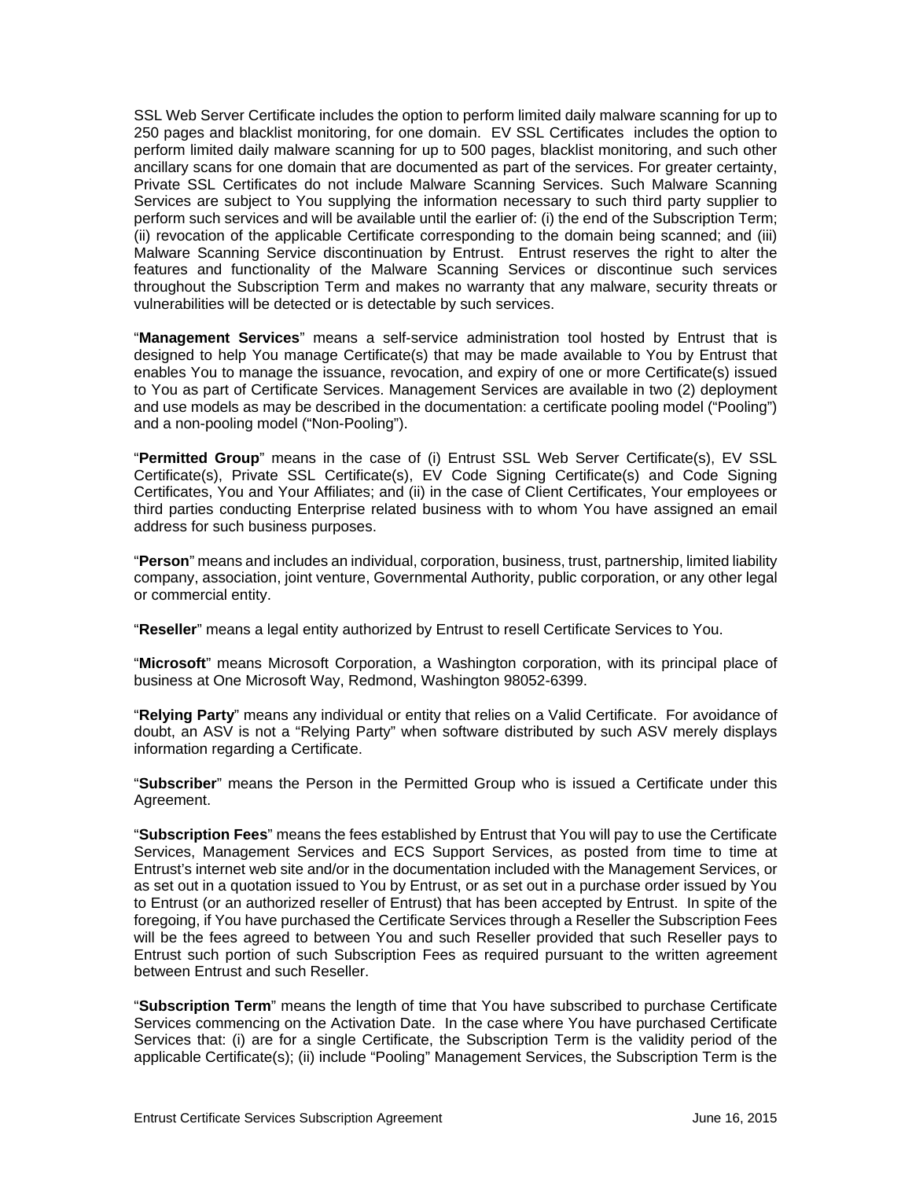SSL Web Server Certificate includes the option to perform limited daily malware scanning for up to 250 pages and blacklist monitoring, for one domain. EV SSL Certificates includes the option to perform limited daily malware scanning for up to 500 pages, blacklist monitoring, and such other ancillary scans for one domain that are documented as part of the services. For greater certainty, Private SSL Certificates do not include Malware Scanning Services. Such Malware Scanning Services are subject to You supplying the information necessary to such third party supplier to perform such services and will be available until the earlier of: (i) the end of the Subscription Term; (ii) revocation of the applicable Certificate corresponding to the domain being scanned; and (iii) Malware Scanning Service discontinuation by Entrust. Entrust reserves the right to alter the features and functionality of the Malware Scanning Services or discontinue such services throughout the Subscription Term and makes no warranty that any malware, security threats or vulnerabilities will be detected or is detectable by such services.

"**Management Services**" means a self-service administration tool hosted by Entrust that is designed to help You manage Certificate(s) that may be made available to You by Entrust that enables You to manage the issuance, revocation, and expiry of one or more Certificate(s) issued to You as part of Certificate Services. Management Services are available in two (2) deployment and use models as may be described in the documentation: a certificate pooling model ("Pooling") and a non-pooling model ("Non-Pooling").

"**Permitted Group**" means in the case of (i) Entrust SSL Web Server Certificate(s), EV SSL Certificate(s), Private SSL Certificate(s), EV Code Signing Certificate(s) and Code Signing Certificates, You and Your Affiliates; and (ii) in the case of Client Certificates, Your employees or third parties conducting Enterprise related business with to whom You have assigned an email address for such business purposes.

"**Person**" means and includes an individual, corporation, business, trust, partnership, limited liability company, association, joint venture, Governmental Authority, public corporation, or any other legal or commercial entity.

"**Reseller**" means a legal entity authorized by Entrust to resell Certificate Services to You.

"**Microsoft**" means Microsoft Corporation, a Washington corporation, with its principal place of business at One Microsoft Way, Redmond, Washington 98052-6399.

"**Relying Party**" means any individual or entity that relies on a Valid Certificate. For avoidance of doubt, an ASV is not a "Relying Party" when software distributed by such ASV merely displays information regarding a Certificate.

"**Subscriber**" means the Person in the Permitted Group who is issued a Certificate under this Agreement.

"**Subscription Fees**" means the fees established by Entrust that You will pay to use the Certificate Services, Management Services and ECS Support Services, as posted from time to time at Entrust's internet web site and/or in the documentation included with the Management Services, or as set out in a quotation issued to You by Entrust, or as set out in a purchase order issued by You to Entrust (or an authorized reseller of Entrust) that has been accepted by Entrust. In spite of the foregoing, if You have purchased the Certificate Services through a Reseller the Subscription Fees will be the fees agreed to between You and such Reseller provided that such Reseller pays to Entrust such portion of such Subscription Fees as required pursuant to the written agreement between Entrust and such Reseller.

"**Subscription Term**" means the length of time that You have subscribed to purchase Certificate Services commencing on the Activation Date. In the case where You have purchased Certificate Services that: (i) are for a single Certificate, the Subscription Term is the validity period of the applicable Certificate(s); (ii) include "Pooling" Management Services, the Subscription Term is the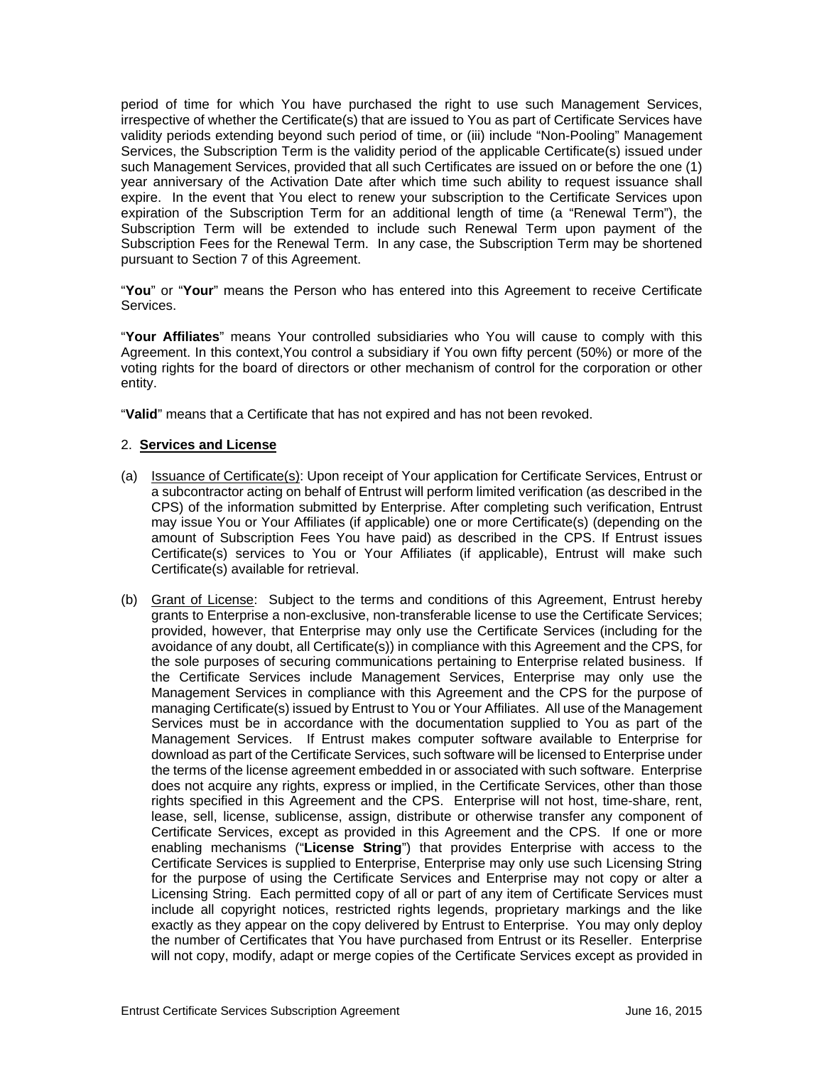period of time for which You have purchased the right to use such Management Services, irrespective of whether the Certificate(s) that are issued to You as part of Certificate Services have validity periods extending beyond such period of time, or (iii) include "Non-Pooling" Management Services, the Subscription Term is the validity period of the applicable Certificate(s) issued under such Management Services, provided that all such Certificates are issued on or before the one (1) year anniversary of the Activation Date after which time such ability to request issuance shall expire. In the event that You elect to renew your subscription to the Certificate Services upon expiration of the Subscription Term for an additional length of time (a "Renewal Term"), the Subscription Term will be extended to include such Renewal Term upon payment of the Subscription Fees for the Renewal Term. In any case, the Subscription Term may be shortened pursuant to Section 7 of this Agreement.

"**You**" or "**Your**" means the Person who has entered into this Agreement to receive Certificate Services.

"**Your Affiliates**" means Your controlled subsidiaries who You will cause to comply with this Agreement. In this context,You control a subsidiary if You own fifty percent (50%) or more of the voting rights for the board of directors or other mechanism of control for the corporation or other entity.

"**Valid**" means that a Certificate that has not expired and has not been revoked.

2. **Services and License**

(a) Issuance of Certificate(s): Upon receipt of Your application for Certificate Services, Entrust or a subcontractor acting on behalf of Entrust will perform limited verification (as described in the CPS) of the information submitted by Enterprise. After completing such verification, Entrust may issue You or Your Affiliates (if applicable) one or more Certificate(s) (depending on the amount of Subscription Fees You have paid) as described in the CPS. If Entrust issues Certificate(s) services to You or Your Affiliates (if applicable), Entrust will make such Certificate(s) available for retrieval.

(b) Grant of License: Subject to the terms and conditions of this Agreement, Entrust hereby grants to Enterprise a non-exclusive, non-transferable license to use the Certificate Services; provided, however, that Enterprise may only use the Certificate Services (including for the avoidance of any doubt, all Certificate(s)) in compliance with this Agreement and the CPS, for the sole purposes of securing communications pertaining to Enterprise related business. If the Certificate Services include Management Services, Enterprise may only use the Management Services in compliance with this Agreement and the CPS for the purpose of managing Certificate(s) issued by Entrust to You or Your Affiliates. All use of the Management Services must be in accordance with the documentation supplied to You as part of the Management Services. If Entrust makes computer software available to Enterprise for download as part of the Certificate Services, such software will be licensed to Enterprise under the terms of the license agreement embedded in or associated with such software. Enterprise does not acquire any rights, express or implied, in the Certificate Services, other than those rights specified in this Agreement and the CPS. Enterprise will not host, time-share, rent, lease, sell, license, sublicense, assign, distribute or otherwise transfer any component of Certificate Services, except as provided in this Agreement and the CPS. If one or more enabling mechanisms ("**License String**") that provides Enterprise with access to the Certificate Services is supplied to Enterprise, Enterprise may only use such Licensing String for the purpose of using the Certificate Services and Enterprise may not copy or alter a Licensing String. Each permitted copy of all or part of any item of Certificate Services must include all copyright notices, restricted rights legends, proprietary markings and the like exactly as they appear on the copy delivered by Entrust to Enterprise. You may only deploy the number of Certificates that You have purchased from Entrust or its Reseller. Enterprise will not copy, modify, adapt or merge copies of the Certificate Services except as provided in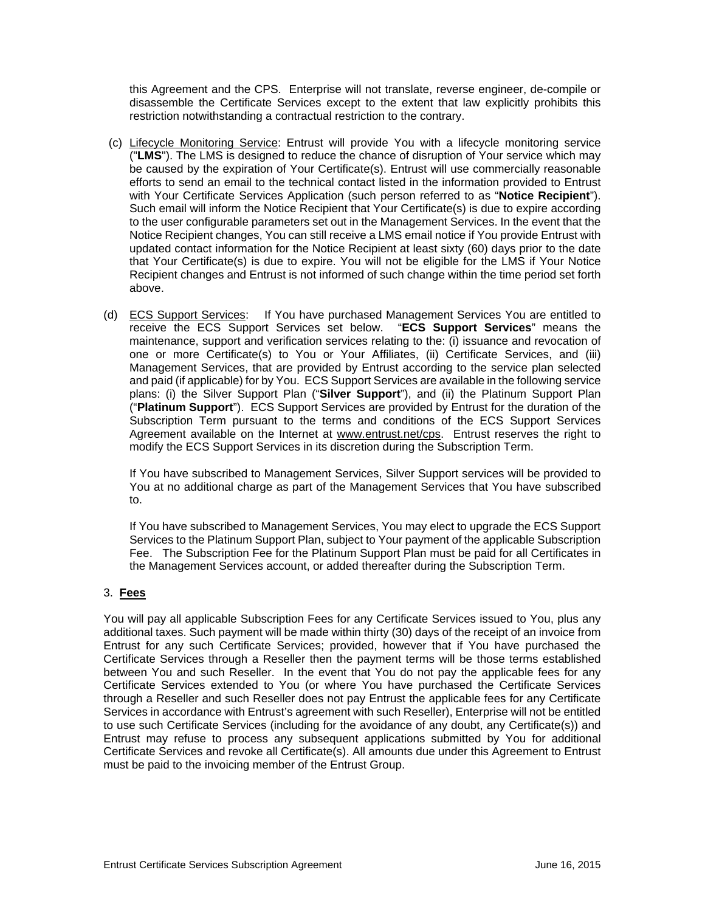this Agreement and the CPS. Enterprise will not translate, reverse engineer, de-compile or disassemble the Certificate Services except to the extent that law explicitly prohibits this restriction notwithstanding a contractual restriction to the contrary.

(c) Lifecycle Monitoring Service: Entrust will provide You with a lifecycle monitoring service ("**LMS**"). The LMS is designed to reduce the chance of disruption of Your service which may be caused by the expiration of Your Certificate(s). Entrust will use commercially reasonable efforts to send an email to the technical contact listed in the information provided to Entrust with Your Certificate Services Application (such person referred to as "**Notice Recipient**"). Such email will inform the Notice Recipient that Your Certificate(s) is due to expire according to the user configurable parameters set out in the Management Services. In the event that the Notice Recipient changes, You can still receive a LMS email notice if You provide Entrust with updated contact information for the Notice Recipient at least sixty (60) days prior to the date that Your Certificate(s) is due to expire. You will not be eligible for the LMS if Your Notice Recipient changes and Entrust is not informed of such change within the time period set forth above.

(d) ECS Support Services: If You have purchased Management Services You are entitled to receive the ECS Support Services set below. "**ECS Support Services**" means the maintenance, support and verification services relating to the: (i) issuance and revocation of one or more Certificate(s) to You or Your Affiliates, (ii) Certificate Services, and (iii) Management Services, that are provided by Entrust according to the service plan selected and paid (if applicable) for by You. ECS Support Services are available in the following service plans: (i) the Silver Support Plan ("**Silver Support**"), and (ii) the Platinum Support Plan ("**Platinum Support**"). ECS Support Services are provided by Entrust for the duration of the Subscription Term pursuant to the terms and conditions of the ECS Support Services Agreement available on the Internet at www.entrust.net/cps. Entrust reserves the right to modify the ECS Support Services in its discretion during the Subscription Term.

If You have subscribed to Management Services, Silver Support services will be provided to You at no additional charge as part of the Management Services that You have subscribed to.

If You have subscribed to Management Services, You may elect to upgrade the ECS Support Services to the Platinum Support Plan, subject to Your payment of the applicable Subscription Fee. The Subscription Fee for the Platinum Support Plan must be paid for all Certificates in the Management Services account, or added thereafter during the Subscription Term.

## 3. Fees

You will pay all applicable Subscription Fees for any Certificate Services issued to You, plus any additional taxes. Such payment will be made within thirty (30) days of the receipt of an invoice from Entrust for any such Certificate Services; provided, however that if You have purchased the Certificate Services through a Reseller then the payment terms will be those terms established between You and such Reseller. In the event that You do not pay the applicable fees for any Certificate Services extended to You (or where You have purchased the Certificate Services through a Reseller and such Reseller does not pay Entrust the applicable fees for any Certificate Services in accordance with Entrust's agreement with such Reseller), Enterprise will not be entitled to use such Certificate Services (including for the avoidance of any doubt, any Certificate(s)) and Entrust may refuse to process any subsequent applications submitted by You for additional Certificate Services and revoke all Certificate(s). All amounts due under this Agreement to Entrust must be paid to the invoicing member of the Entrust Group.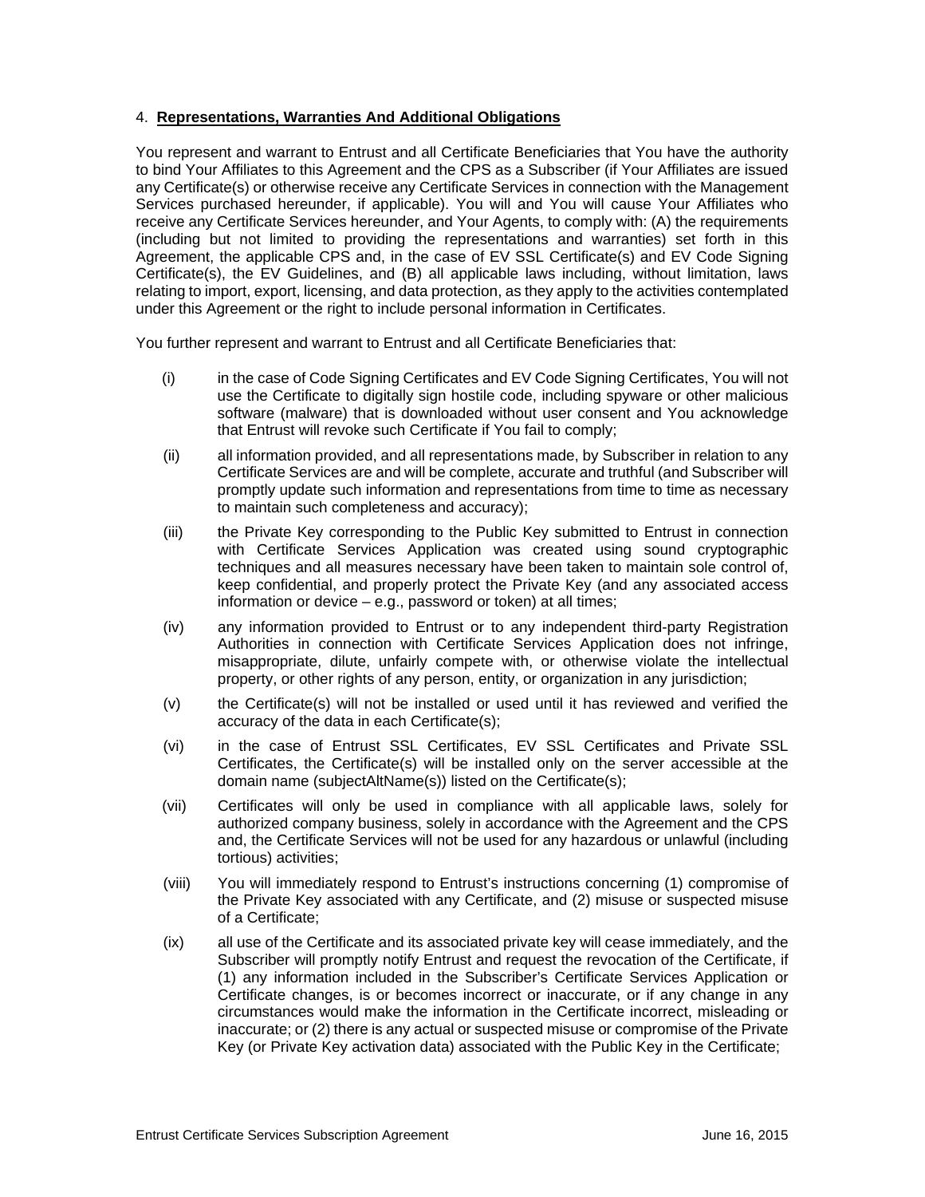4. **Representations, Warranties And Additional Obligations**

You represent and warrant to Entrust and all Certificate Beneficiaries that You have the authority to bind Your Affiliates to this Agreement and the CPS as a Subscriber (if Your Affiliates are issued any Certificate(s) or otherwise receive any Certificate Services in connection with the Management Services purchased hereunder, if applicable). You will and You will cause Your Affiliates who receive any Certificate Services hereunder, and Your Agents, to comply with: (A) the requirements (including but not limited to providing the representations and warranties) set forth in this Agreement, the applicable CPS and, in the case of EV SSL Certificate(s) and EV Code Signing Certificate(s), the EV Guidelines, and (B) all applicable laws including, without limitation, laws relating to import, export, licensing, and data protection, as they apply to the activities contemplated under this Agreement or the right to include personal information in Certificates.

You further represent and warrant to Entrust and all Certificate Beneficiaries that:

(i) in the case of Code Signing Certificates and EV Code Signing Certificates, You will not use the Certificate to digitally sign hostile code, including spyware or other malicious software (malware) that is downloaded without user consent and You acknowledge that Entrust will revoke such Certificate if You fail to comply;

(ii) all information provided, and all representations made, by Subscriber in relation to any Certificate Services are and will be complete, accurate and truthful (and Subscriber will promptly update such information and representations from time to time as necessary to maintain such completeness and accuracy);

(iii) the Private Key corresponding to the Public Key submitted to Entrust in connection with Certificate Services Application was created using sound cryptographic techniques and all measures necessary have been taken to maintain sole control of, keep confidential, and properly protect the Private Key (and any associated access information or device – e.g., password or token) at all times;

(iv) any information provided to Entrust or to any independent third-party Registration Authorities in connection with Certificate Services Application does not infringe, misappropriate, dilute, unfairly compete with, or otherwise violate the intellectual property, or other rights of any person, entity, or organization in any jurisdiction;

(v) the Certificate(s) will not be installed or used until it has reviewed and verified the accuracy of the data in each Certificate(s);

(vi) in the case of Entrust SSL Certificates, EV SSL Certificates and Private SSL Certificates, the Certificate(s) will be installed only on the server accessible at the domain name (subjectAltName(s)) listed on the Certificate(s);

(vii) Certificates will only be used in compliance with all applicable laws, solely for authorized company business, solely in accordance with the Agreement and the CPS and, the Certificate Services will not be used for any hazardous or unlawful (including tortious) activities;

(viii) You will immediately respond to Entrust's instructions concerning (1) compromise of the Private Key associated with any Certificate, and (2) misuse or suspected misuse of a Certificate;

(ix) all use of the Certificate and its associated private key will cease immediately, and the Subscriber will promptly notify Entrust and request the revocation of the Certificate, if (1) any information included in the Subscriber's Certificate Services Application or Certificate changes, is or becomes incorrect or inaccurate, or if any change in any circumstances would make the information in the Certificate incorrect, misleading or inaccurate; or (2) there is any actual or suspected misuse or compromise of the Private Key (or Private Key activation data) associated with the Public Key in the Certificate;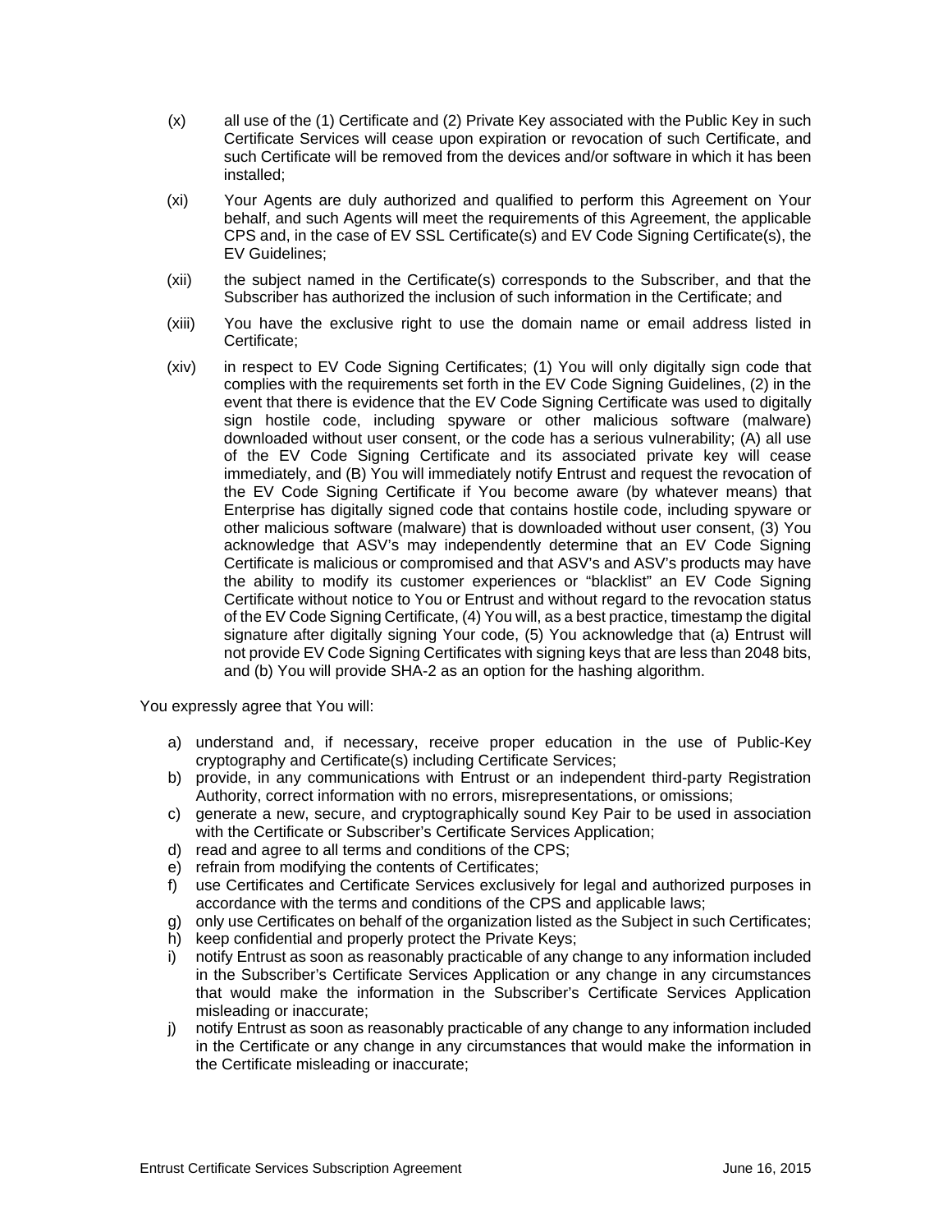(x) all use of the (1) Certificate and (2) Private Key associated with the Public Key in such Certificate Services will cease upon expiration or revocation of such Certificate, and such Certificate will be removed from the devices and/or software in which it has been installed;

(xi) Your Agents are duly authorized and qualified to perform this Agreement on Your behalf, and such Agents will meet the requirements of this Agreement, the applicable CPS and, in the case of EV SSL Certificate(s) and EV Code Signing Certificate(s), the EV Guidelines;

(xii) the subject named in the Certificate(s) corresponds to the Subscriber, and that the Subscriber has authorized the inclusion of such information in the Certificate; and

(xiii) You have the exclusive right to use the domain name or email address listed in Certificate;

(xiv) in respect to EV Code Signing Certificates; (1) You will only digitally sign code that complies with the requirements set forth in the EV Code Signing Guidelines, (2) in the event that there is evidence that the EV Code Signing Certificate was used to digitally sign hostile code, including spyware or other malicious software (malware) downloaded without user consent, or the code has a serious vulnerability; (A) all use of the EV Code Signing Certificate and its associated private key will cease immediately, and (B) You will immediately notify Entrust and request the revocation of the EV Code Signing Certificate if You become aware (by whatever means) that Enterprise has digitally signed code that contains hostile code, including spyware or other malicious software (malware) that is downloaded without user consent, (3) You acknowledge that ASV's may independently determine that an EV Code Signing Certificate is malicious or compromised and that ASV's and ASV's products may have the ability to modify its customer experiences or "blacklist" an EV Code Signing Certificate without notice to You or Entrust and without regard to the revocation status of the EV Code Signing Certificate, (4) You will, as a best practice, timestamp the digital signature after digitally signing Your code, (5) You acknowledge that (a) Entrust will not provide EV Code Signing Certificates with signing keys that are less than 2048 bits, and (b) You will provide SHA-2 as an option for the hashing algorithm.

You expressly agree that You will:

a) understand and, if necessary, receive proper education in the use of Public-Key cryptography and Certificate(s) including Certificate Services;
b) provide, in any communications with Entrust or an independent third-party Registration Authority, correct information with no errors, misrepresentations, or omissions;
c) generate a new, secure, and cryptographically sound Key Pair to be used in association with the Certificate or Subscriber's Certificate Services Application;
d) read and agree to all terms and conditions of the CPS;
e) refrain from modifying the contents of Certificates;
f) use Certificates and Certificate Services exclusively for legal and authorized purposes in accordance with the terms and conditions of the CPS and applicable laws;
g) only use Certificates on behalf of the organization listed as the Subject in such Certificates;
h) keep confidential and properly protect the Private Keys;
i) notify Entrust as soon as reasonably practicable of any change to any information included in the Subscriber's Certificate Services Application or any change in any circumstances that would make the information in the Subscriber's Certificate Services Application misleading or inaccurate;
j) notify Entrust as soon as reasonably practicable of any change to any information included in the Certificate or any change in any circumstances that would make the information in the Certificate misleading or inaccurate;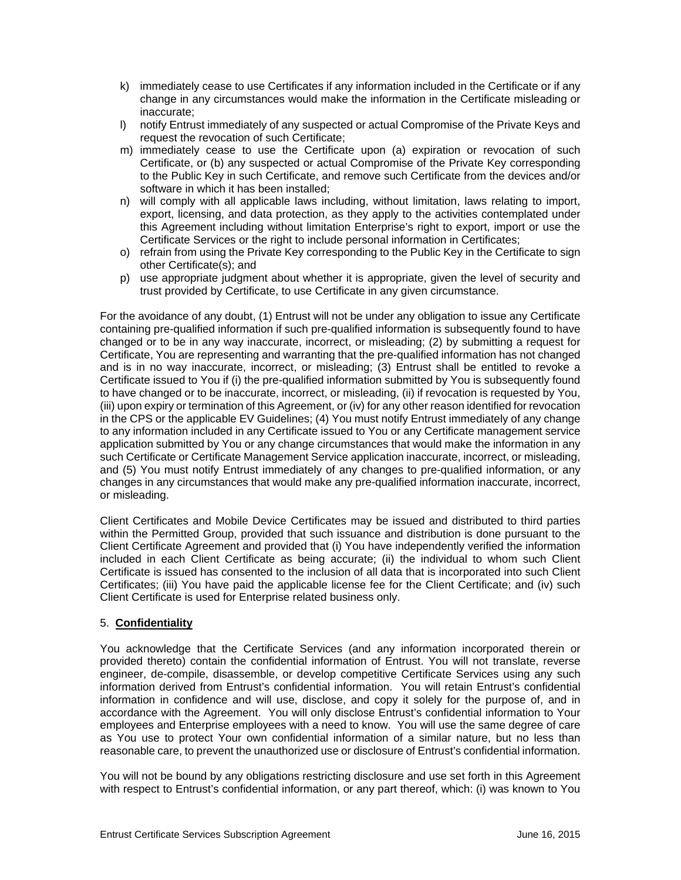k) immediately cease to use Certificates if any information included in the Certificate or if any change in any circumstances would make the information in the Certificate misleading or inaccurate;
l) notify Entrust immediately of any suspected or actual Compromise of the Private Keys and request the revocation of such Certificate;
m) immediately cease to use the Certificate upon (a) expiration or revocation of such Certificate, or (b) any suspected or actual Compromise of the Private Key corresponding to the Public Key in such Certificate, and remove such Certificate from the devices and/or software in which it has been installed;
n) will comply with all applicable laws including, without limitation, laws relating to import, export, licensing, and data protection, as they apply to the activities contemplated under this Agreement including without limitation Enterprise's right to export, import or use the Certificate Services or the right to include personal information in Certificates;
o) refrain from using the Private Key corresponding to the Public Key in the Certificate to sign other Certificate(s); and
p) use appropriate judgment about whether it is appropriate, given the level of security and trust provided by Certificate, to use Certificate in any given circumstance.

For the avoidance of any doubt, (1) Entrust will not be under any obligation to issue any Certificate containing pre-qualified information if such pre-qualified information is subsequently found to have changed or to be in any way inaccurate, incorrect, or misleading; (2) by submitting a request for Certificate, You are representing and warranting that the pre-qualified information has not changed and is in no way inaccurate, incorrect, or misleading; (3) Entrust shall be entitled to revoke a Certificate issued to You if (i) the pre-qualified information submitted by You is subsequently found to have changed or to be inaccurate, incorrect, or misleading, (ii) if revocation is requested by You, (iii) upon expiry or termination of this Agreement, or (iv) for any other reason identified for revocation in the CPS or the applicable EV Guidelines; (4) You must notify Entrust immediately of any change to any information included in any Certificate issued to You or any Certificate management service application submitted by You or any change circumstances that would make the information in any such Certificate or Certificate Management Service application inaccurate, incorrect, or misleading, and (5) You must notify Entrust immediately of any changes to pre-qualified information, or any changes in any circumstances that would make any pre-qualified information inaccurate, incorrect, or misleading.

Client Certificates and Mobile Device Certificates may be issued and distributed to third parties within the Permitted Group, provided that such issuance and distribution is done pursuant to the Client Certificate Agreement and provided that (i) You have independently verified the information included in each Client Certificate as being accurate; (ii) the individual to whom such Client Certificate is issued has consented to the inclusion of all data that is incorporated into such Client Certificates; (iii) You have paid the applicable license fee for the Client Certificate; and (iv) such Client Certificate is used for Enterprise related business only.

## 5. **Confidentiality**

You acknowledge that the Certificate Services (and any information incorporated therein or provided thereto) contain the confidential information of Entrust. You will not translate, reverse engineer, de-compile, disassemble, or develop competitive Certificate Services using any such information derived from Entrust's confidential information. You will retain Entrust's confidential information in confidence and will use, disclose, and copy it solely for the purpose of, and in accordance with the Agreement. You will only disclose Entrust's confidential information to Your employees and Enterprise employees with a need to know. You will use the same degree of care as You use to protect Your own confidential information of a similar nature, but no less than reasonable care, to prevent the unauthorized use or disclosure of Entrust's confidential information.

You will not be bound by any obligations restricting disclosure and use set forth in this Agreement with respect to Entrust's confidential information, or any part thereof, which: (i) was known to You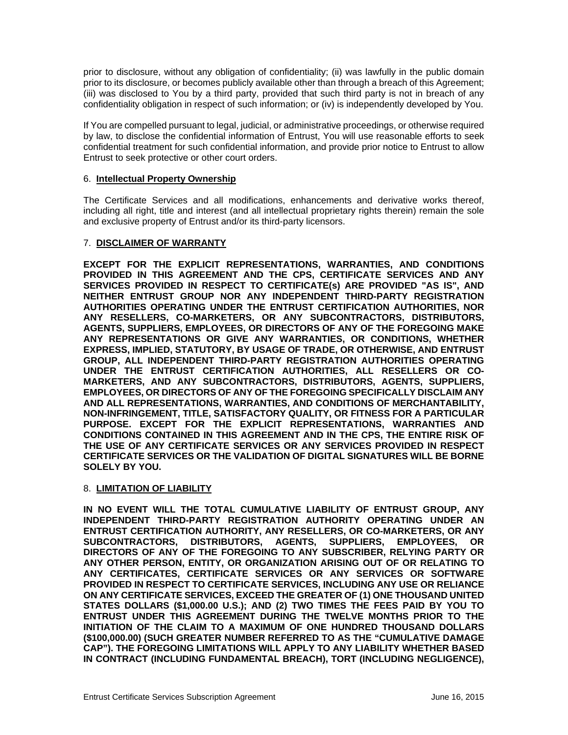prior to disclosure, without any obligation of confidentiality; (ii) was lawfully in the public domain prior to its disclosure, or becomes publicly available other than through a breach of this Agreement; (iii) was disclosed to You by a third party, provided that such third party is not in breach of any confidentiality obligation in respect of such information; or (iv) is independently developed by You.

If You are compelled pursuant to legal, judicial, or administrative proceedings, or otherwise required by law, to disclose the confidential information of Entrust, You will use reasonable efforts to seek confidential treatment for such confidential information, and provide prior notice to Entrust to allow Entrust to seek protective or other court orders.

6. **Intellectual Property Ownership**

The Certificate Services and all modifications, enhancements and derivative works thereof, including all right, title and interest (and all intellectual proprietary rights therein) remain the sole and exclusive property of Entrust and/or its third-party licensors.

7. **DISCLAIMER OF WARRANTY**

**EXCEPT FOR THE EXPLICIT REPRESENTATIONS, WARRANTIES, AND CONDITIONS PROVIDED IN THIS AGREEMENT AND THE CPS, CERTIFICATE SERVICES AND ANY SERVICES PROVIDED IN RESPECT TO CERTIFICATE(s) ARE PROVIDED "AS IS", AND NEITHER ENTRUST GROUP NOR ANY INDEPENDENT THIRD-PARTY REGISTRATION AUTHORITIES OPERATING UNDER THE ENTRUST CERTIFICATION AUTHORITIES, NOR ANY RESELLERS, CO-MARKETERS, OR ANY SUBCONTRACTORS, DISTRIBUTORS, AGENTS, SUPPLIERS, EMPLOYEES, OR DIRECTORS OF ANY OF THE FOREGOING MAKE ANY REPRESENTATIONS OR GIVE ANY WARRANTIES, OR CONDITIONS, WHETHER EXPRESS, IMPLIED, STATUTORY, BY USAGE OF TRADE, OR OTHERWISE, AND ENTRUST GROUP, ALL INDEPENDENT THIRD-PARTY REGISTRATION AUTHORITIES OPERATING UNDER THE ENTRUST CERTIFICATION AUTHORITIES, ALL RESELLERS OR CO-MARKETERS, AND ANY SUBCONTRACTORS, DISTRIBUTORS, AGENTS, SUPPLIERS, EMPLOYEES, OR DIRECTORS OF ANY OF THE FOREGOING SPECIFICALLY DISCLAIM ANY AND ALL REPRESENTATIONS, WARRANTIES, AND CONDITIONS OF MERCHANTABILITY, NON-INFRINGEMENT, TITLE, SATISFACTORY QUALITY, OR FITNESS FOR A PARTICULAR PURPOSE. EXCEPT FOR THE EXPLICIT REPRESENTATIONS, WARRANTIES AND CONDITIONS CONTAINED IN THIS AGREEMENT AND IN THE CPS, THE ENTIRE RISK OF THE USE OF ANY CERTIFICATE SERVICES OR ANY SERVICES PROVIDED IN RESPECT CERTIFICATE SERVICES OR THE VALIDATION OF DIGITAL SIGNATURES WILL BE BORNE SOLELY BY YOU.**

8. **LIMITATION OF LIABILITY**

**IN NO EVENT WILL THE TOTAL CUMULATIVE LIABILITY OF ENTRUST GROUP, ANY INDEPENDENT THIRD-PARTY REGISTRATION AUTHORITY OPERATING UNDER AN ENTRUST CERTIFICATION AUTHORITY, ANY RESELLERS, OR CO-MARKETERS, OR ANY SUBCONTRACTORS, DISTRIBUTORS, AGENTS, SUPPLIERS, EMPLOYEES, OR DIRECTORS OF ANY OF THE FOREGOING TO ANY SUBSCRIBER, RELYING PARTY OR ANY OTHER PERSON, ENTITY, OR ORGANIZATION ARISING OUT OF OR RELATING TO ANY CERTIFICATES, CERTIFICATE SERVICES OR ANY SERVICES OR SOFTWARE PROVIDED IN RESPECT TO CERTIFICATE SERVICES, INCLUDING ANY USE OR RELIANCE ON ANY CERTIFICATE SERVICES, EXCEED THE GREATER OF (1) ONE THOUSAND UNITED STATES DOLLARS ($1,000.00 U.S.); AND (2) TWO TIMES THE FEES PAID BY YOU TO ENTRUST UNDER THIS AGREEMENT DURING THE TWELVE MONTHS PRIOR TO THE INITIATION OF THE CLAIM TO A MAXIMUM OF ONE HUNDRED THOUSAND DOLLARS ($100,000.00) (SUCH GREATER NUMBER REFERRED TO AS THE "CUMULATIVE DAMAGE CAP"). THE FOREGOING LIMITATIONS WILL APPLY TO ANY LIABILITY WHETHER BASED IN CONTRACT (INCLUDING FUNDAMENTAL BREACH), TORT (INCLUDING NEGLIGENCE),**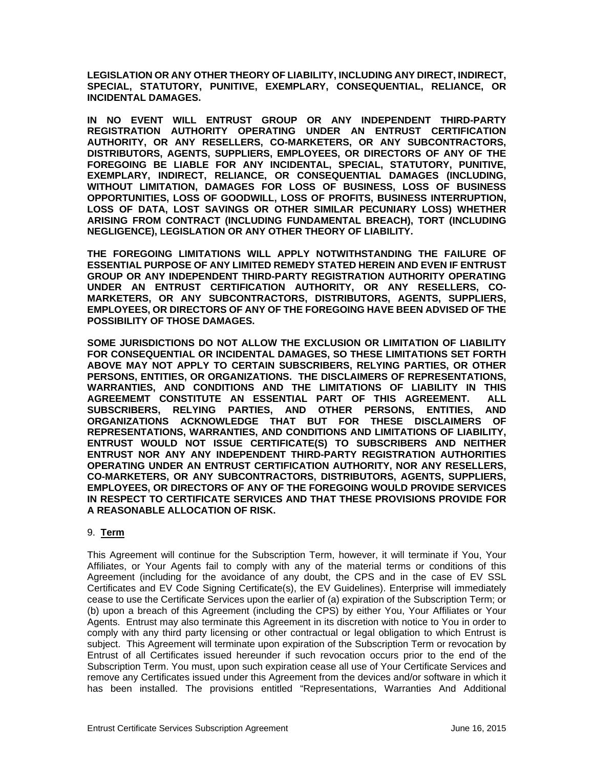**LEGISLATION OR ANY OTHER THEORY OF LIABILITY, INCLUDING ANY DIRECT, INDIRECT, SPECIAL, STATUTORY, PUNITIVE, EXEMPLARY, CONSEQUENTIAL, RELIANCE, OR INCIDENTAL DAMAGES.**

**IN NO EVENT WILL ENTRUST GROUP OR ANY INDEPENDENT THIRD-PARTY REGISTRATION AUTHORITY OPERATING UNDER AN ENTRUST CERTIFICATION AUTHORITY, OR ANY RESELLERS, CO-MARKETERS, OR ANY SUBCONTRACTORS, DISTRIBUTORS, AGENTS, SUPPLIERS, EMPLOYEES, OR DIRECTORS OF ANY OF THE FOREGOING BE LIABLE FOR ANY INCIDENTAL, SPECIAL, STATUTORY, PUNITIVE, EXEMPLARY, INDIRECT, RELIANCE, OR CONSEQUENTIAL DAMAGES (INCLUDING, WITHOUT LIMITATION, DAMAGES FOR LOSS OF BUSINESS, LOSS OF BUSINESS OPPORTUNITIES, LOSS OF GOODWILL, LOSS OF PROFITS, BUSINESS INTERRUPTION, LOSS OF DATA, LOST SAVINGS OR OTHER SIMILAR PECUNIARY LOSS) WHETHER ARISING FROM CONTRACT (INCLUDING FUNDAMENTAL BREACH), TORT (INCLUDING NEGLIGENCE), LEGISLATION OR ANY OTHER THEORY OF LIABILITY.**

**THE FOREGOING LIMITATIONS WILL APPLY NOTWITHSTANDING THE FAILURE OF ESSENTIAL PURPOSE OF ANY LIMITED REMEDY STATED HEREIN AND EVEN IF ENTRUST GROUP OR ANY INDEPENDENT THIRD-PARTY REGISTRATION AUTHORITY OPERATING UNDER AN ENTRUST CERTIFICATION AUTHORITY, OR ANY RESELLERS, CO-MARKETERS, OR ANY SUBCONTRACTORS, DISTRIBUTORS, AGENTS, SUPPLIERS, EMPLOYEES, OR DIRECTORS OF ANY OF THE FOREGOING HAVE BEEN ADVISED OF THE POSSIBILITY OF THOSE DAMAGES.**

**SOME JURISDICTIONS DO NOT ALLOW THE EXCLUSION OR LIMITATION OF LIABILITY FOR CONSEQUENTIAL OR INCIDENTAL DAMAGES, SO THESE LIMITATIONS SET FORTH ABOVE MAY NOT APPLY TO CERTAIN SUBSCRIBERS, RELYING PARTIES, OR OTHER PERSONS, ENTITIES, OR ORGANIZATIONS. THE DISCLAIMERS OF REPRESENTATIONS, WARRANTIES, AND CONDITIONS AND THE LIMITATIONS OF LIABILITY IN THIS AGREEMEMT CONSTITUTE AN ESSENTIAL PART OF THIS AGREEMENT. ALL SUBSCRIBERS, RELYING PARTIES, AND OTHER PERSONS, ENTITIES, AND ORGANIZATIONS ACKNOWLEDGE THAT BUT FOR THESE DISCLAIMERS OF REPRESENTATIONS, WARRANTIES, AND CONDITIONS AND LIMITATIONS OF LIABILITY, ENTRUST WOULD NOT ISSUE CERTIFICATE(S) TO SUBSCRIBERS AND NEITHER ENTRUST NOR ANY ANY INDEPENDENT THIRD-PARTY REGISTRATION AUTHORITIES OPERATING UNDER AN ENTRUST CERTIFICATION AUTHORITY, NOR ANY RESELLERS, CO-MARKETERS, OR ANY SUBCONTRACTORS, DISTRIBUTORS, AGENTS, SUPPLIERS, EMPLOYEES, OR DIRECTORS OF ANY OF THE FOREGOING WOULD PROVIDE SERVICES IN RESPECT TO CERTIFICATE SERVICES AND THAT THESE PROVISIONS PROVIDE FOR A REASONABLE ALLOCATION OF RISK.**

## 9. Term

This Agreement will continue for the Subscription Term, however, it will terminate if You, Your Affiliates, or Your Agents fail to comply with any of the material terms or conditions of this Agreement (including for the avoidance of any doubt, the CPS and in the case of EV SSL Certificates and EV Code Signing Certificate(s), the EV Guidelines). Enterprise will immediately cease to use the Certificate Services upon the earlier of (a) expiration of the Subscription Term; or (b) upon a breach of this Agreement (including the CPS) by either You, Your Affiliates or Your Agents. Entrust may also terminate this Agreement in its discretion with notice to You in order to comply with any third party licensing or other contractual or legal obligation to which Entrust is subject. This Agreement will terminate upon expiration of the Subscription Term or revocation by Entrust of all Certificates issued hereunder if such revocation occurs prior to the end of the Subscription Term. You must, upon such expiration cease all use of Your Certificate Services and remove any Certificates issued under this Agreement from the devices and/or software in which it has been installed. The provisions entitled "Representations, Warranties And Additional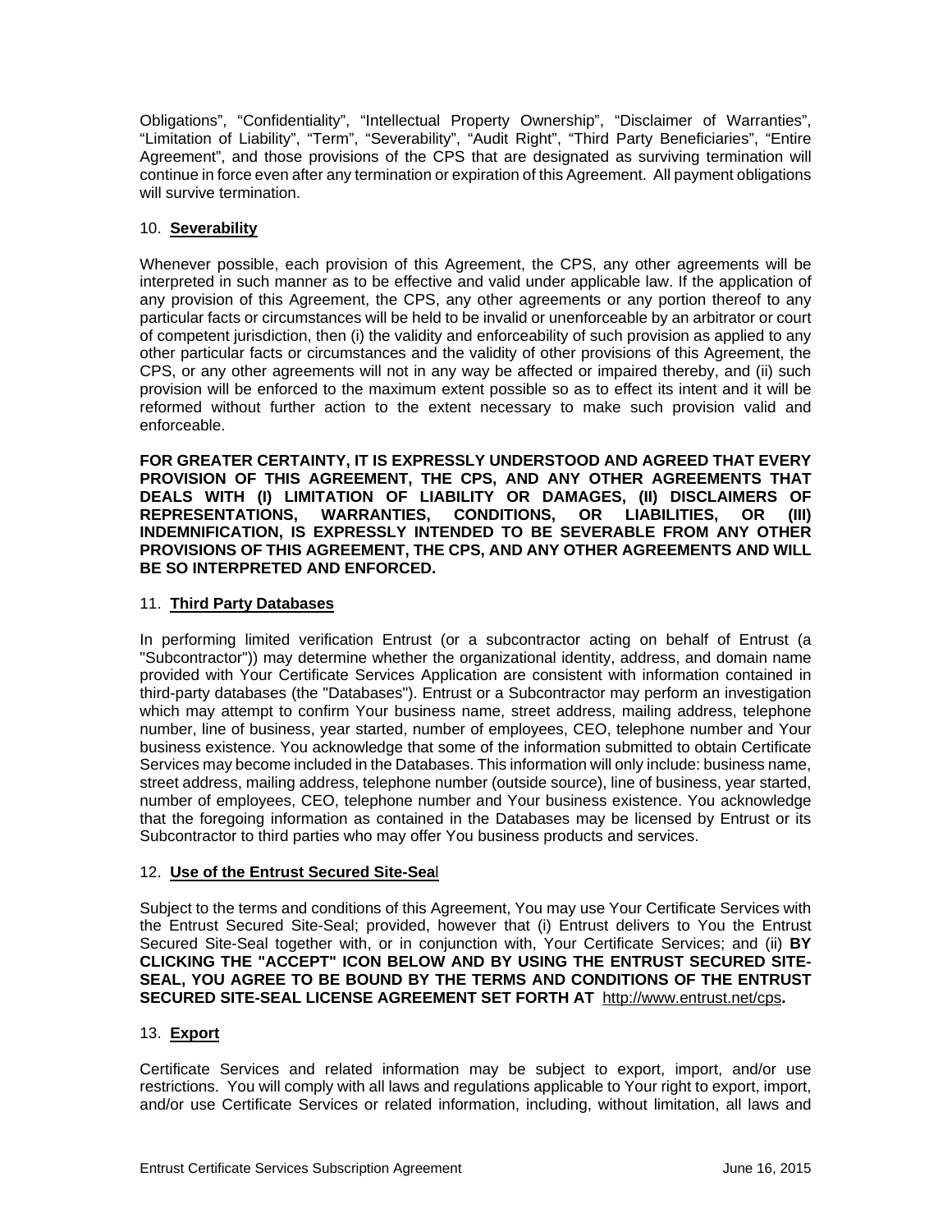Obligations", "Confidentiality", "Intellectual Property Ownership", "Disclaimer of Warranties", "Limitation of Liability", "Term", "Severability", "Audit Right", "Third Party Beneficiaries", "Entire Agreement", and those provisions of the CPS that are designated as surviving termination will continue in force even after any termination or expiration of this Agreement. All payment obligations will survive termination.

10. **Severability**

Whenever possible, each provision of this Agreement, the CPS, any other agreements will be interpreted in such manner as to be effective and valid under applicable law. If the application of any provision of this Agreement, the CPS, any other agreements or any portion thereof to any particular facts or circumstances will be held to be invalid or unenforceable by an arbitrator or court of competent jurisdiction, then (i) the validity and enforceability of such provision as applied to any other particular facts or circumstances and the validity of other provisions of this Agreement, the CPS, or any other agreements will not in any way be affected or impaired thereby, and (ii) such provision will be enforced to the maximum extent possible so as to effect its intent and it will be reformed without further action to the extent necessary to make such provision valid and enforceable.

**FOR GREATER CERTAINTY, IT IS EXPRESSLY UNDERSTOOD AND AGREED THAT EVERY PROVISION OF THIS AGREEMENT, THE CPS, AND ANY OTHER AGREEMENTS THAT DEALS WITH (I) LIMITATION OF LIABILITY OR DAMAGES, (II) DISCLAIMERS OF REPRESENTATIONS, WARRANTIES, CONDITIONS, OR LIABILITIES, OR (III) INDEMNIFICATION, IS EXPRESSLY INTENDED TO BE SEVERABLE FROM ANY OTHER PROVISIONS OF THIS AGREEMENT, THE CPS, AND ANY OTHER AGREEMENTS AND WILL BE SO INTERPRETED AND ENFORCED.**

11. **Third Party Databases**

In performing limited verification Entrust (or a subcontractor acting on behalf of Entrust (a "Subcontractor")) may determine whether the organizational identity, address, and domain name provided with Your Certificate Services Application are consistent with information contained in third-party databases (the "Databases"). Entrust or a Subcontractor may perform an investigation which may attempt to confirm Your business name, street address, mailing address, telephone number, line of business, year started, number of employees, CEO, telephone number and Your business existence. You acknowledge that some of the information submitted to obtain Certificate Services may become included in the Databases. This information will only include: business name, street address, mailing address, telephone number (outside source), line of business, year started, number of employees, CEO, telephone number and Your business existence. You acknowledge that the foregoing information as contained in the Databases may be licensed by Entrust or its Subcontractor to third parties who may offer You business products and services.

12. **Use of the Entrust Secured Site-Seal**

Subject to the terms and conditions of this Agreement, You may use Your Certificate Services with the Entrust Secured Site-Seal; provided, however that (i) Entrust delivers to You the Entrust Secured Site-Seal together with, or in conjunction with, Your Certificate Services; and (ii) **BY CLICKING THE "ACCEPT" ICON BELOW AND BY USING THE ENTRUST SECURED SITE-SEAL, YOU AGREE TO BE BOUND BY THE TERMS AND CONDITIONS OF THE ENTRUST SECURED SITE-SEAL LICENSE AGREEMENT SET FORTH AT** http://www.entrust.net/cps**.**

13. **Export**

Certificate Services and related information may be subject to export, import, and/or use restrictions. You will comply with all laws and regulations applicable to Your right to export, import, and/or use Certificate Services or related information, including, without limitation, all laws and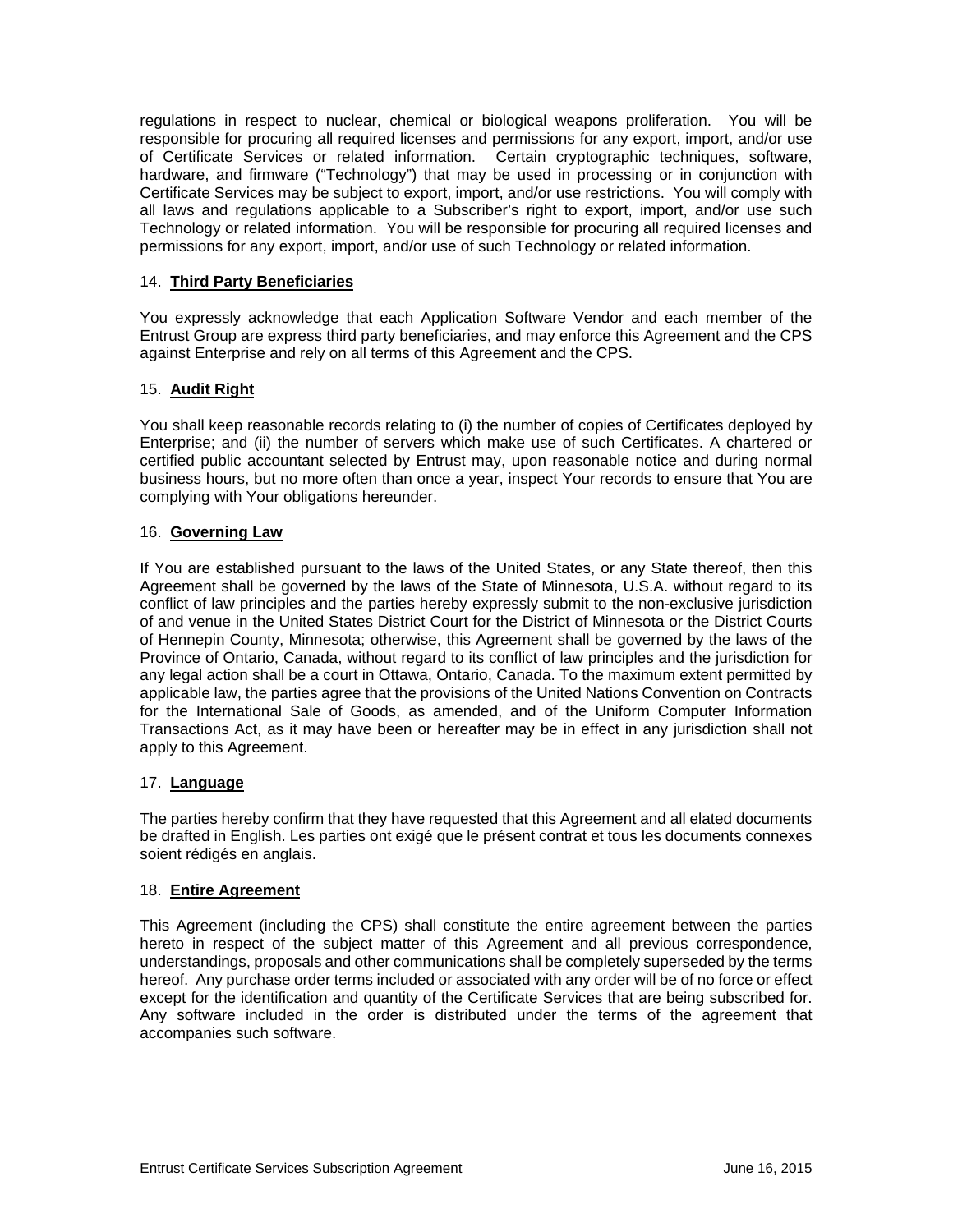regulations in respect to nuclear, chemical or biological weapons proliferation. You will be responsible for procuring all required licenses and permissions for any export, import, and/or use of Certificate Services or related information. Certain cryptographic techniques, software, hardware, and firmware ("Technology") that may be used in processing or in conjunction with Certificate Services may be subject to export, import, and/or use restrictions. You will comply with all laws and regulations applicable to a Subscriber's right to export, import, and/or use such Technology or related information. You will be responsible for procuring all required licenses and permissions for any export, import, and/or use of such Technology or related information.

## 14. **Third Party Beneficiaries**

You expressly acknowledge that each Application Software Vendor and each member of the Entrust Group are express third party beneficiaries, and may enforce this Agreement and the CPS against Enterprise and rely on all terms of this Agreement and the CPS.

## 15. **Audit Right**

You shall keep reasonable records relating to (i) the number of copies of Certificates deployed by Enterprise; and (ii) the number of servers which make use of such Certificates. A chartered or certified public accountant selected by Entrust may, upon reasonable notice and during normal business hours, but no more often than once a year, inspect Your records to ensure that You are complying with Your obligations hereunder.

## 16. **Governing Law**

If You are established pursuant to the laws of the United States, or any State thereof, then this Agreement shall be governed by the laws of the State of Minnesota, U.S.A. without regard to its conflict of law principles and the parties hereby expressly submit to the non-exclusive jurisdiction of and venue in the United States District Court for the District of Minnesota or the District Courts of Hennepin County, Minnesota; otherwise, this Agreement shall be governed by the laws of the Province of Ontario, Canada, without regard to its conflict of law principles and the jurisdiction for any legal action shall be a court in Ottawa, Ontario, Canada. To the maximum extent permitted by applicable law, the parties agree that the provisions of the United Nations Convention on Contracts for the International Sale of Goods, as amended, and of the Uniform Computer Information Transactions Act, as it may have been or hereafter may be in effect in any jurisdiction shall not apply to this Agreement.

## 17. **Language**

The parties hereby confirm that they have requested that this Agreement and all elated documents be drafted in English. Les parties ont exigé que le présent contrat et tous les documents connexes soient rédigés en anglais.

## 18. **Entire Agreement**

This Agreement (including the CPS) shall constitute the entire agreement between the parties hereto in respect of the subject matter of this Agreement and all previous correspondence, understandings, proposals and other communications shall be completely superseded by the terms hereof. Any purchase order terms included or associated with any order will be of no force or effect except for the identification and quantity of the Certificate Services that are being subscribed for. Any software included in the order is distributed under the terms of the agreement that accompanies such software.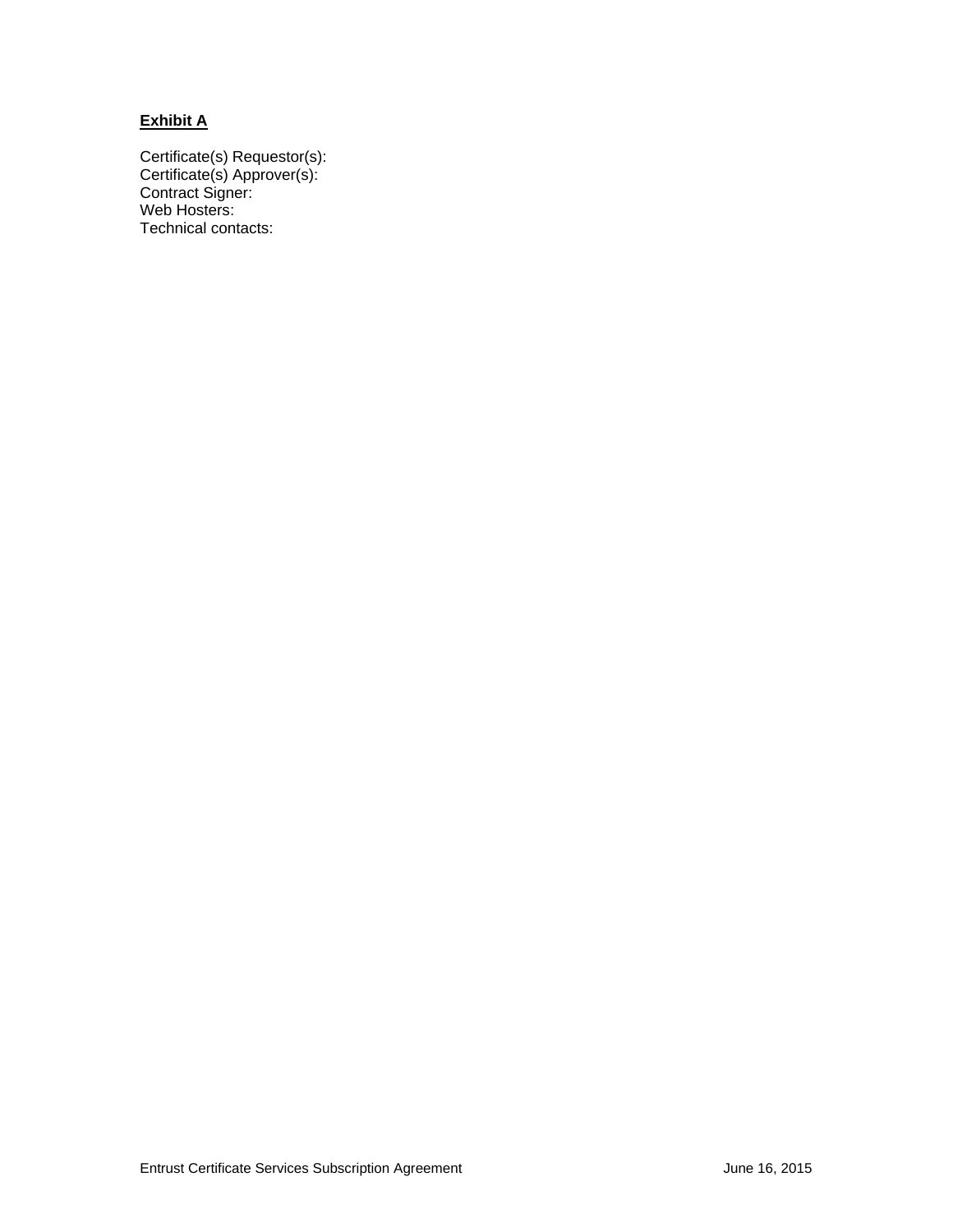**Exhibit A**

Certificate(s) Requestor(s):
Certificate(s) Approver(s):
Contract Signer:
Web Hosters:
Technical contacts: